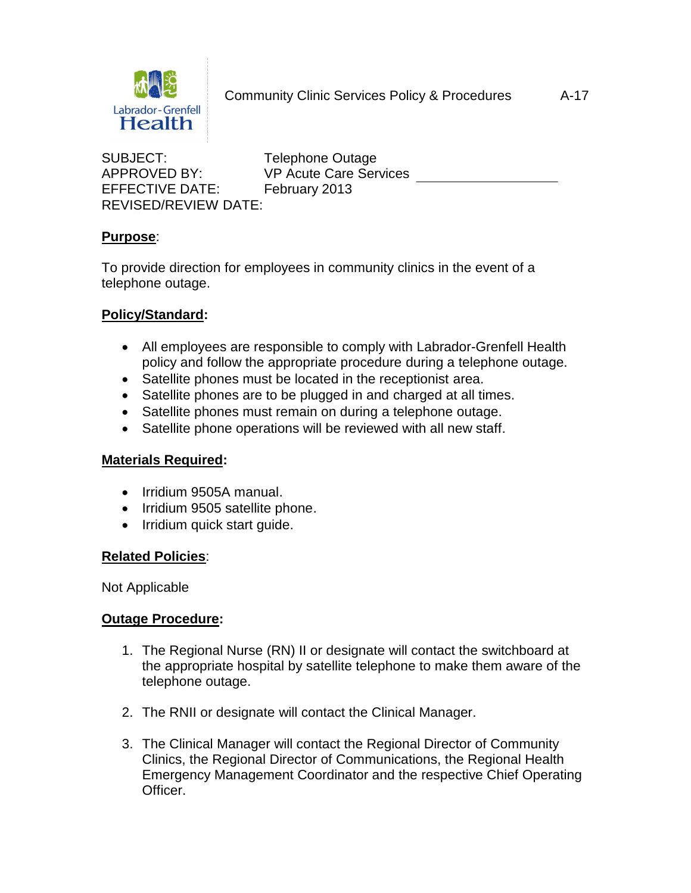Labrador-Grenfell Health

Community Clinic Services Policy & Procedures A-17

SUBJECT: Telephone Outage
APPROVED BY: VP Acute Care Services ___________________
EFFECTIVE DATE: February 2013
REVISED/REVIEW DATE:

**Purpose**:

To provide direction for employees in community clinics in the event of a telephone outage.

**Policy/Standard:**

- All employees are responsible to comply with Labrador-Grenfell Health policy and follow the appropriate procedure during a telephone outage.
- Satellite phones must be located in the receptionist area.
- Satellite phones are to be plugged in and charged at all times.
- Satellite phones must remain on during a telephone outage.
- Satellite phone operations will be reviewed with all new staff.

**Materials Required:**

- Irridium 9505A manual.
- Irridium 9505 satellite phone.
- Irridium quick start guide.

**Related Policies**:

Not Applicable

**Outage Procedure:**

1. The Regional Nurse (RN) II or designate will contact the switchboard at the appropriate hospital by satellite telephone to make them aware of the telephone outage.

2. The RNII or designate will contact the Clinical Manager.

3. The Clinical Manager will contact the Regional Director of Community Clinics, the Regional Director of Communications, the Regional Health Emergency Management Coordinator and the respective Chief Operating Officer.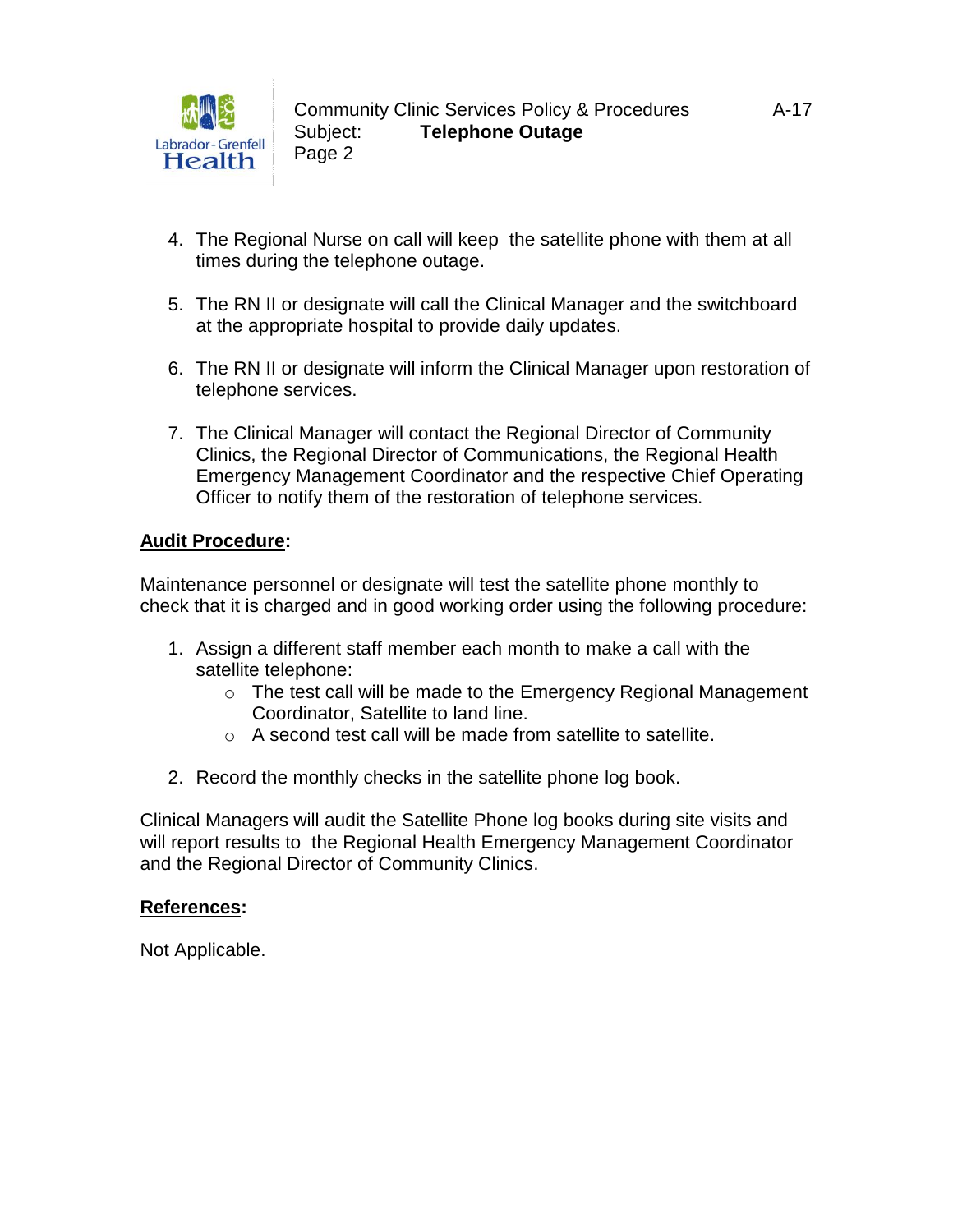4. The Regional Nurse on call will keep the satellite phone with them at all times during the telephone outage.

5. The RN II or designate will call the Clinical Manager and the switchboard at the appropriate hospital to provide daily updates.

6. The RN II or designate will inform the Clinical Manager upon restoration of telephone services.

7. The Clinical Manager will contact the Regional Director of Community Clinics, the Regional Director of Communications, the Regional Health Emergency Management Coordinator and the respective Chief Operating Officer to notify them of the restoration of telephone services.

**Audit Procedure:**

Maintenance personnel or designate will test the satellite phone monthly to check that it is charged and in good working order using the following procedure:

1. Assign a different staff member each month to make a call with the satellite telephone:
   - The test call will be made to the Emergency Regional Management Coordinator, Satellite to land line.
   - A second test call will be made from satellite to satellite.

2. Record the monthly checks in the satellite phone log book.

Clinical Managers will audit the Satellite Phone log books during site visits and will report results to the Regional Health Emergency Management Coordinator and the Regional Director of Community Clinics.

**References:**

Not Applicable.